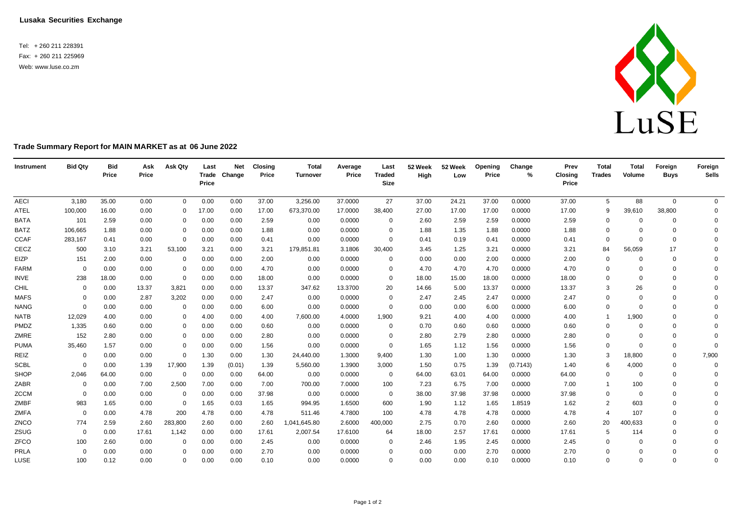**Lusaka Securities Exchange**

Tel: + 260 211 228391
Fax: + 260 211 225969
Web: www.luse.co.zm

LuSE

## Trade Summary Report for MAIN MARKET as at 06 June 2022

| Instrument | Bid Qty | Bid Price | Ask Price | Ask Qty | Last Trade Price | Net Change | Closing Price | Total Turnover | Average Price | Last Traded Size | 52 Week High | 52 Week Low | Opening Price | Change % | Prev Closing Price | Total Trades | Total Volume | Foreign Buys | Foreign Sells |
|---|---|---|---|---|---|---|---|---|---|---|---|---|---|---|---|---|---|---|---|
| AECI | 3,180 | 35.00 | 0.00 | 0 | 0.00 | 0.00 | 37.00 | 3,256.00 | 37.0000 | 27 | 37.00 | 24.21 | 37.00 | 0.0000 | 37.00 | 5 | 88 | 0 | 0 |
| ATEL | 100,000 | 16.00 | 0.00 | 0 | 17.00 | 0.00 | 17.00 | 673,370.00 | 17.0000 | 38,400 | 27.00 | 17.00 | 17.00 | 0.0000 | 17.00 | 9 | 39,610 | 38,800 | 0 |
| BATA | 101 | 2.59 | 0.00 | 0 | 0.00 | 0.00 | 2.59 | 0.00 | 0.0000 | 0 | 2.60 | 2.59 | 2.59 | 0.0000 | 2.59 | 0 | 0 | 0 | 0 |
| BATZ | 106,665 | 1.88 | 0.00 | 0 | 0.00 | 0.00 | 1.88 | 0.00 | 0.0000 | 0 | 1.88 | 1.35 | 1.88 | 0.0000 | 1.88 | 0 | 0 | 0 | 0 |
| CCAF | 283,167 | 0.41 | 0.00 | 0 | 0.00 | 0.00 | 0.41 | 0.00 | 0.0000 | 0 | 0.41 | 0.19 | 0.41 | 0.0000 | 0.41 | 0 | 0 | 0 | 0 |
| CECZ | 500 | 3.10 | 3.21 | 53,100 | 3.21 | 0.00 | 3.21 | 179,851.81 | 3.1806 | 30,400 | 3.45 | 1.25 | 3.21 | 0.0000 | 3.21 | 84 | 56,059 | 17 | 0 |
| EIZP | 151 | 2.00 | 0.00 | 0 | 0.00 | 0.00 | 2.00 | 0.00 | 0.0000 | 0 | 0.00 | 0.00 | 2.00 | 0.0000 | 2.00 | 0 | 0 | 0 | 0 |
| FARM | 0 | 0.00 | 0.00 | 0 | 0.00 | 0.00 | 4.70 | 0.00 | 0.0000 | 0 | 4.70 | 4.70 | 4.70 | 0.0000 | 4.70 | 0 | 0 | 0 | 0 |
| INVE | 238 | 18.00 | 0.00 | 0 | 0.00 | 0.00 | 18.00 | 0.00 | 0.0000 | 0 | 18.00 | 15.00 | 18.00 | 0.0000 | 18.00 | 0 | 0 | 0 | 0 |
| CHIL | 0 | 0.00 | 13.37 | 3,821 | 0.00 | 0.00 | 13.37 | 347.62 | 13.3700 | 20 | 14.66 | 5.00 | 13.37 | 0.0000 | 13.37 | 3 | 26 | 0 | 0 |
| MAFS | 0 | 0.00 | 2.87 | 3,202 | 0.00 | 0.00 | 2.47 | 0.00 | 0.0000 | 0 | 2.47 | 2.45 | 2.47 | 0.0000 | 2.47 | 0 | 0 | 0 | 0 |
| NANG | 0 | 0.00 | 0.00 | 0 | 0.00 | 0.00 | 6.00 | 0.00 | 0.0000 | 0 | 0.00 | 0.00 | 6.00 | 0.0000 | 6.00 | 0 | 0 | 0 | 0 |
| NATB | 12,029 | 4.00 | 0.00 | 0 | 4.00 | 0.00 | 4.00 | 7,600.00 | 4.0000 | 1,900 | 9.21 | 4.00 | 4.00 | 0.0000 | 4.00 | 1 | 1,900 | 0 | 0 |
| PMDZ | 1,335 | 0.60 | 0.00 | 0 | 0.00 | 0.00 | 0.60 | 0.00 | 0.0000 | 0 | 0.70 | 0.60 | 0.60 | 0.0000 | 0.60 | 0 | 0 | 0 | 0 |
| ZMRE | 152 | 2.80 | 0.00 | 0 | 0.00 | 0.00 | 2.80 | 0.00 | 0.0000 | 0 | 2.80 | 2.79 | 2.80 | 0.0000 | 2.80 | 0 | 0 | 0 | 0 |
| PUMA | 35,460 | 1.57 | 0.00 | 0 | 0.00 | 0.00 | 1.56 | 0.00 | 0.0000 | 0 | 1.65 | 1.12 | 1.56 | 0.0000 | 1.56 | 0 | 0 | 0 | 0 |
| REIZ | 0 | 0.00 | 0.00 | 0 | 1.30 | 0.00 | 1.30 | 24,440.00 | 1.3000 | 9,400 | 1.30 | 1.00 | 1.30 | 0.0000 | 1.30 | 3 | 18,800 | 0 | 7,900 |
| SCBL | 0 | 0.00 | 1.39 | 17,900 | 1.39 | (0.01) | 1.39 | 5,560.00 | 1.3900 | 3,000 | 1.50 | 0.75 | 1.39 | (0.7143) | 1.40 | 6 | 4,000 | 0 | 0 |
| SHOP | 2,046 | 64.00 | 0.00 | 0 | 0.00 | 0.00 | 64.00 | 0.00 | 0.0000 | 0 | 64.00 | 63.01 | 64.00 | 0.0000 | 64.00 | 0 | 0 | 0 | 0 |
| ZABR | 0 | 0.00 | 7.00 | 2,500 | 7.00 | 0.00 | 7.00 | 700.00 | 7.0000 | 100 | 7.23 | 6.75 | 7.00 | 0.0000 | 7.00 | 1 | 100 | 0 | 0 |
| ZCCM | 0 | 0.00 | 0.00 | 0 | 0.00 | 0.00 | 37.98 | 0.00 | 0.0000 | 0 | 38.00 | 37.98 | 37.98 | 0.0000 | 37.98 | 0 | 0 | 0 | 0 |
| ZMBF | 983 | 1.65 | 0.00 | 0 | 1.65 | 0.03 | 1.65 | 994.95 | 1.6500 | 600 | 1.90 | 1.12 | 1.65 | 1.8519 | 1.62 | 2 | 603 | 0 | 0 |
| ZMFA | 0 | 0.00 | 4.78 | 200 | 4.78 | 0.00 | 4.78 | 511.46 | 4.7800 | 100 | 4.78 | 4.78 | 4.78 | 0.0000 | 4.78 | 4 | 107 | 0 | 0 |
| ZNCO | 774 | 2.59 | 2.60 | 283,800 | 2.60 | 0.00 | 2.60 | 1,041,645.80 | 2.6000 | 400,000 | 2.75 | 0.70 | 2.60 | 0.0000 | 2.60 | 20 | 400,633 | 0 | 0 |
| ZSUG | 0 | 0.00 | 17.61 | 1,142 | 0.00 | 0.00 | 17.61 | 2,007.54 | 17.6100 | 64 | 18.00 | 2.57 | 17.61 | 0.0000 | 17.61 | 5 | 114 | 0 | 0 |
| ZFCO | 100 | 2.60 | 0.00 | 0 | 0.00 | 0.00 | 2.45 | 0.00 | 0.0000 | 0 | 2.46 | 1.95 | 2.45 | 0.0000 | 2.45 | 0 | 0 | 0 | 0 |
| PRLA | 0 | 0.00 | 0.00 | 0 | 0.00 | 0.00 | 2.70 | 0.00 | 0.0000 | 0 | 0.00 | 0.00 | 2.70 | 0.0000 | 2.70 | 0 | 0 | 0 | 0 |
| LUSE | 100 | 0.12 | 0.00 | 0 | 0.00 | 0.00 | 0.10 | 0.00 | 0.0000 | 0 | 0.00 | 0.00 | 0.10 | 0.0000 | 0.10 | 0 | 0 | 0 | 0 |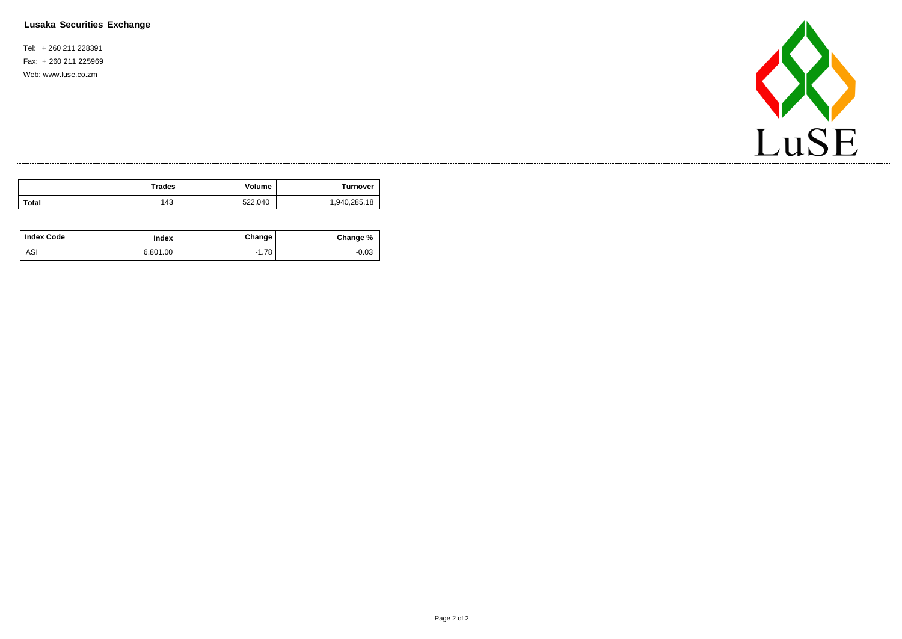**Lusaka Securities Exchange**

Tel: + 260 211 228391

Fax: + 260 211 225969

Web: www.luse.co.zm

LuSE

| | Trades | Volume | Turnover |
|---|---|---|---|
| Total | 143 | 522,040 | 1,940,285.18 |

| Index Code | Index | Change | Change % |
|---|---|---|---|
| ASI | 6,801.00 | -1.78 | -0.03 |